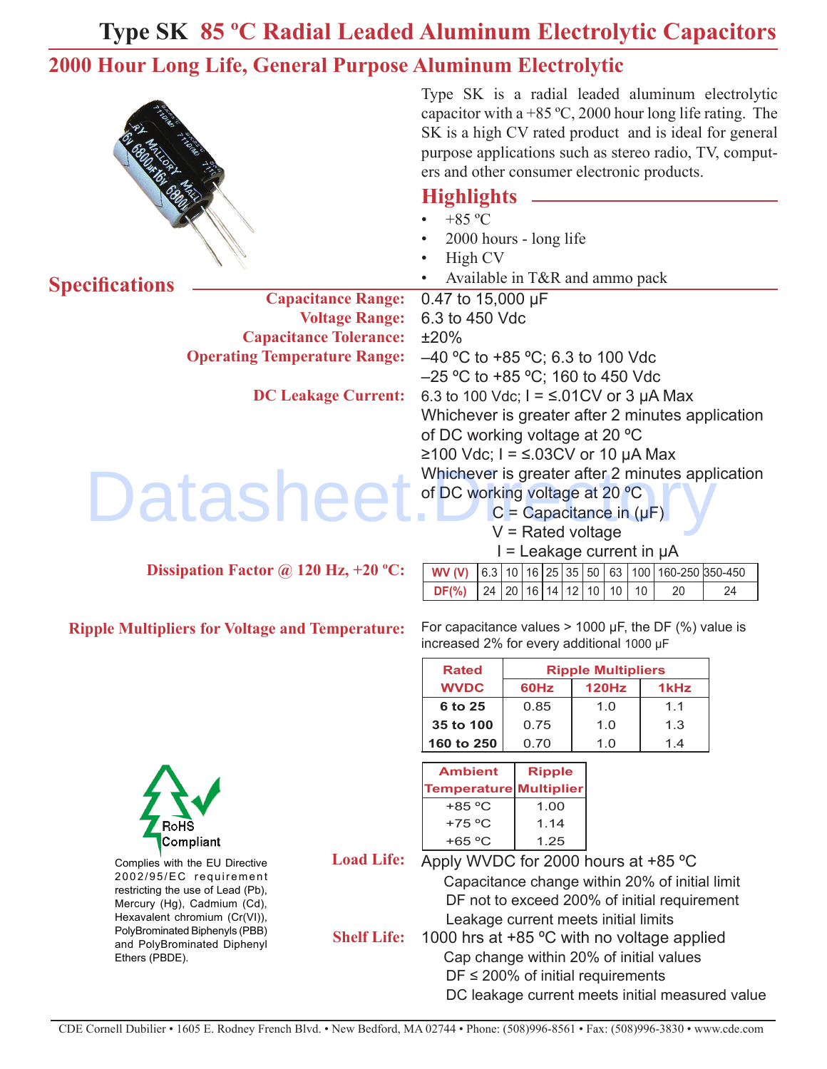# Type SK 85 ºC Radial Leaded Aluminum Electrolytic Capacitors

## 2000 Hour Long Life, General Purpose Aluminum Electrolytic

Type SK is a radial leaded aluminum electrolytic capacitor with a +85 ºC, 2000 hour long life rating. The SK is a high CV rated product and is ideal for general purpose applications such as stereo radio, TV, computers and other consumer electronic products.

## Highlights

- +85 ºC
- 2000 hours - long life
- High CV
- Available in T&R and ammo pack

## Specifications

**Capacitance Range:** 0.47 to 15,000 µF

**Voltage Range:** 6.3 to 450 Vdc

**Capacitance Tolerance:** ±20%

**Operating Temperature Range:** –40 ºC to +85 ºC; 6.3 to 100 Vdc
–25 ºC to +85 ºC; 160 to 450 Vdc

**DC Leakage Current:** 6.3 to 100 Vdc; I = ≤.01CV or 3 µA Max
Whichever is greater after 2 minutes application of DC working voltage at 20 ºC
≥100 Vdc; I = ≤.03CV or 10 µA Max
Whichever is greater after 2 minutes application of DC working voltage at 20 ºC
C = Capacitance in (µF)
V = Rated voltage
I = Leakage current in µA

**Dissipation Factor @ 120 Hz, +20 ºC:**

| WV (V) | 6.3 | 10 | 16 | 25 | 35 | 50 | 63 | 100 | 160-250 | 350-450 |
|---|---|---|---|---|---|---|---|---|---|---|
| DF(%) | 24 | 20 | 16 | 14 | 12 | 10 | 10 | 10 | 20 | 24 |

For capacitance values > 1000 µF, the DF (%) value is increased 2% for every additional 1000 µF

**Ripple Multipliers for Voltage and Temperature:**

| Rated WVDC | Ripple Multipliers | | |
|---|---|---|---|
| | 60Hz | 120Hz | 1kHz |
| 6 to 25 | 0.85 | 1.0 | 1.1 |
| 35 to 100 | 0.75 | 1.0 | 1.3 |
| 160 to 250 | 0.70 | 1.0 | 1.4 |

| Ambient Temperature | Ripple Multiplier |
|---|---|
| +85 ºC | 1.00 |
| +75 ºC | 1.14 |
| +65 ºC | 1.25 |

**Load Life:** Apply WVDC for 2000 hours at +85 ºC
Capacitance change within 20% of initial limit
DF not to exceed 200% of initial requirement
Leakage current meets initial limits

**Shelf Life:** 1000 hrs at +85 ºC with no voltage applied
Cap change within 20% of initial values
DF ≤ 200% of initial requirements
DC leakage current meets initial measured value

RoHS Compliant

Complies with the EU Directive 2002/95/EC requirement restricting the use of Lead (Pb), Mercury (Hg), Cadmium (Cd), Hexavalent chromium (Cr(VI)), PolyBrominated Biphenyls (PBB) and PolyBrominated Diphenyl Ethers (PBDE).

CDE Cornell Dubilier • 1605 E. Rodney French Blvd. • New Bedford, MA 02744 • Phone: (508)996-8561 • Fax: (508)996-3830 • www.cde.com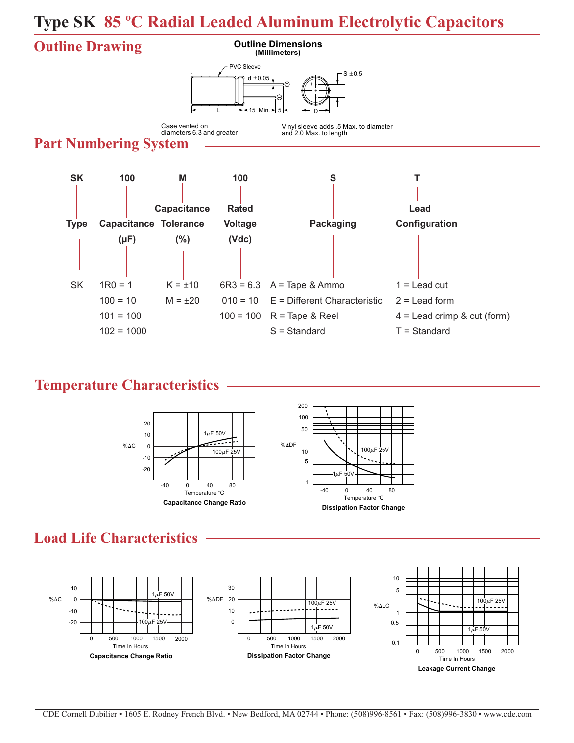# Type SK 85 ºC Radial Leaded Aluminum Electrolytic Capacitors

## Outline Drawing

**Outline Dimensions**
**(Millimeters)**

PVC Sleeve
d ±0.05
S ±0.5
L
15 Min.
5
D

Case vented on diameters 6.3 and greater

Vinyl sleeve adds .5 Max. to diameter and 2.0 Max. to length

## Part Numbering System

| SK | 100 | M | 100 | S | T |
|---|---|---|---|---|---|
| Type | Capacitance (µF) | Capacitance Tolerance (%) | Rated Voltage (Vdc) | Packaging | Lead Configuration |
| SK | 1R0 = 1 | K = ±10 | 6R3 = 6.3 | A = Tape & Ammo | 1 = Lead cut |
| | 100 = 10 | M = ±20 | 010 = 10 | E = Different Characteristic | 2 = Lead form |
| | 101 = 100 | | 100 = 100 | R = Tape & Reel | 4 = Lead crimp & cut (form) |
| | 102 = 1000 | | | S = Standard | T = Standard |

## Temperature Characteristics

%ΔC
20
10
0
-10
-20
-40 0 40 80
Temperature °C
1µF 50V
100µF 25V

**Capacitance Change Ratio**

%ΔDF
200
100
50
10
5
1
-40 0 40 80
Temperature °C
100µF 25V
1µF 50V

**Dissipation Factor Change**

## Load Life Characteristics

%ΔC
10
0
-10
-20
0 500 1000 1500 2000
Time In Hours
1µF 50V
100µF 25V

**Capacitance Change Ratio**

%ΔDF
30
20
10
0
0 500 1000 1500 2000
Time In Hours
100µF 25V
1µF 50V

**Dissipation Factor Change**

%ΔLC
10
5
1
0.5
0.1
0 500 1000 1500 2000
Time In Hours
100µF 25V
1µF 50V

**Leakage Current Change**

CDE Cornell Dubilier • 1605 E. Rodney French Blvd. • New Bedford, MA 02744 • Phone: (508)996-8561 • Fax: (508)996-3830 • www.cde.com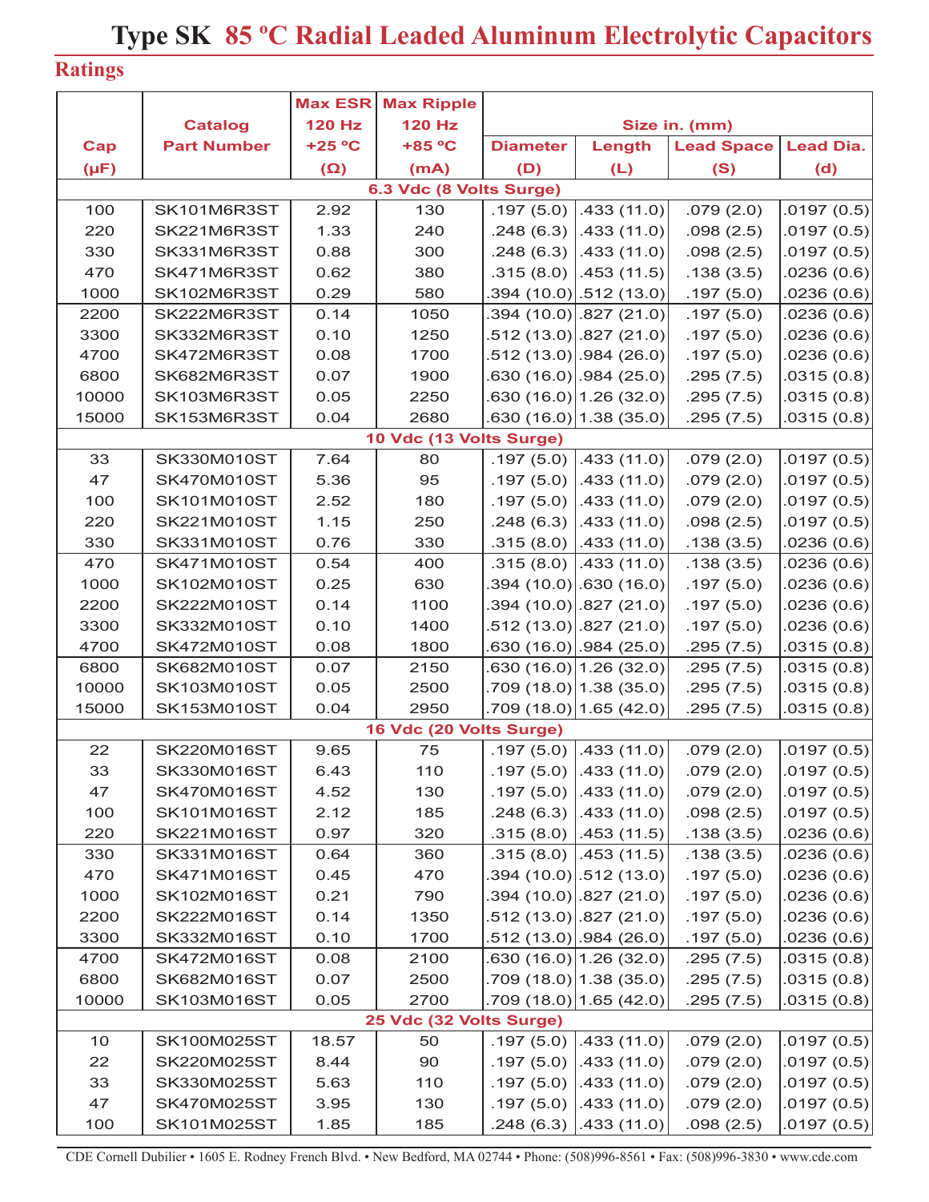# Type SK 85 ºC Radial Leaded Aluminum Electrolytic Capacitors

## Ratings

| Cap (µF) | Catalog Part Number | Max ESR 120 Hz +25 ºC (Ω) | Max Ripple 120 Hz +85 ºC (mA) | Size in. (mm) Diameter (D) | Length (L) | Lead Space (S) | Lead Dia. (d) |
|---|---|---|---|---|---|---|---|
| **6.3 Vdc (8 Volts Surge)** | | | | | | | |
| 100 | SK101M6R3ST | 2.92 | 130 | .197 (5.0) | .433 (11.0) | .079 (2.0) | .0197 (0.5) |
| 220 | SK221M6R3ST | 1.33 | 240 | .248 (6.3) | .433 (11.0) | .098 (2.5) | .0197 (0.5) |
| 330 | SK331M6R3ST | 0.88 | 300 | .248 (6.3) | .433 (11.0) | .098 (2.5) | .0197 (0.5) |
| 470 | SK471M6R3ST | 0.62 | 380 | .315 (8.0) | .453 (11.5) | .138 (3.5) | .0236 (0.6) |
| 1000 | SK102M6R3ST | 0.29 | 580 | .394 (10.0) | .512 (13.0) | .197 (5.0) | .0236 (0.6) |
| 2200 | SK222M6R3ST | 0.14 | 1050 | .394 (10.0) | .827 (21.0) | .197 (5.0) | .0236 (0.6) |
| 3300 | SK332M6R3ST | 0.10 | 1250 | .512 (13.0) | .827 (21.0) | .197 (5.0) | .0236 (0.6) |
| 4700 | SK472M6R3ST | 0.08 | 1700 | .512 (13.0) | .984 (26.0) | .197 (5.0) | .0236 (0.6) |
| 6800 | SK682M6R3ST | 0.07 | 1900 | .630 (16.0) | .984 (25.0) | .295 (7.5) | .0315 (0.8) |
| 10000 | SK103M6R3ST | 0.05 | 2250 | .630 (16.0) | 1.26 (32.0) | .295 (7.5) | .0315 (0.8) |
| 15000 | SK153M6R3ST | 0.04 | 2680 | .630 (16.0) | 1.38 (35.0) | .295 (7.5) | .0315 (0.8) |
| **10 Vdc (13 Volts Surge)** | | | | | | | |
| 33 | SK330M010ST | 7.64 | 80 | .197 (5.0) | .433 (11.0) | .079 (2.0) | .0197 (0.5) |
| 47 | SK470M010ST | 5.36 | 95 | .197 (5.0) | .433 (11.0) | .079 (2.0) | .0197 (0.5) |
| 100 | SK101M010ST | 2.52 | 180 | .197 (5.0) | .433 (11.0) | .079 (2.0) | .0197 (0.5) |
| 220 | SK221M010ST | 1.15 | 250 | .248 (6.3) | .433 (11.0) | .098 (2.5) | .0197 (0.5) |
| 330 | SK331M010ST | 0.76 | 330 | .315 (8.0) | .433 (11.0) | .138 (3.5) | .0236 (0.6) |
| 470 | SK471M010ST | 0.54 | 400 | .315 (8.0) | .433 (11.0) | .138 (3.5) | .0236 (0.6) |
| 1000 | SK102M010ST | 0.25 | 630 | .394 (10.0) | .630 (16.0) | .197 (5.0) | .0236 (0.6) |
| 2200 | SK222M010ST | 0.14 | 1100 | .394 (10.0) | .827 (21.0) | .197 (5.0) | .0236 (0.6) |
| 3300 | SK332M010ST | 0.10 | 1400 | .512 (13.0) | .827 (21.0) | .197 (5.0) | .0236 (0.6) |
| 4700 | SK472M010ST | 0.08 | 1800 | .630 (16.0) | .984 (25.0) | .295 (7.5) | .0315 (0.8) |
| 6800 | SK682M010ST | 0.07 | 2150 | .630 (16.0) | 1.26 (32.0) | .295 (7.5) | .0315 (0.8) |
| 10000 | SK103M010ST | 0.05 | 2500 | .709 (18.0) | 1.38 (35.0) | .295 (7.5) | .0315 (0.8) |
| 15000 | SK153M010ST | 0.04 | 2950 | .709 (18.0) | 1.65 (42.0) | .295 (7.5) | .0315 (0.8) |
| **16 Vdc (20 Volts Surge)** | | | | | | | |
| 22 | SK220M016ST | 9.65 | 75 | .197 (5.0) | .433 (11.0) | .079 (2.0) | .0197 (0.5) |
| 33 | SK330M016ST | 6.43 | 110 | .197 (5.0) | .433 (11.0) | .079 (2.0) | .0197 (0.5) |
| 47 | SK470M016ST | 4.52 | 130 | .197 (5.0) | .433 (11.0) | .079 (2.0) | .0197 (0.5) |
| 100 | SK101M016ST | 2.12 | 185 | .248 (6.3) | .433 (11.0) | .098 (2.5) | .0197 (0.5) |
| 220 | SK221M016ST | 0.97 | 320 | .315 (8.0) | .453 (11.5) | .138 (3.5) | .0236 (0.6) |
| 330 | SK331M016ST | 0.64 | 360 | .315 (8.0) | .453 (11.5) | .138 (3.5) | .0236 (0.6) |
| 470 | SK471M016ST | 0.45 | 470 | .394 (10.0) | .512 (13.0) | .197 (5.0) | .0236 (0.6) |
| 1000 | SK102M016ST | 0.21 | 790 | .394 (10.0) | .827 (21.0) | .197 (5.0) | .0236 (0.6) |
| 2200 | SK222M016ST | 0.14 | 1350 | .512 (13.0) | .827 (21.0) | .197 (5.0) | .0236 (0.6) |
| 3300 | SK332M016ST | 0.10 | 1700 | .512 (13.0) | .984 (26.0) | .197 (5.0) | .0236 (0.6) |
| 4700 | SK472M016ST | 0.08 | 2100 | .630 (16.0) | 1.26 (32.0) | .295 (7.5) | .0315 (0.8) |
| 6800 | SK682M016ST | 0.07 | 2500 | .709 (18.0) | 1.38 (35.0) | .295 (7.5) | .0315 (0.8) |
| 10000 | SK103M016ST | 0.05 | 2700 | .709 (18.0) | 1.65 (42.0) | .295 (7.5) | .0315 (0.8) |
| **25 Vdc (32 Volts Surge)** | | | | | | | |
| 10 | SK100M025ST | 18.57 | 50 | .197 (5.0) | .433 (11.0) | .079 (2.0) | .0197 (0.5) |
| 22 | SK220M025ST | 8.44 | 90 | .197 (5.0) | .433 (11.0) | .079 (2.0) | .0197 (0.5) |
| 33 | SK330M025ST | 5.63 | 110 | .197 (5.0) | .433 (11.0) | .079 (2.0) | .0197 (0.5) |
| 47 | SK470M025ST | 3.95 | 130 | .197 (5.0) | .433 (11.0) | .079 (2.0) | .0197 (0.5) |
| 100 | SK101M025ST | 1.85 | 185 | .248 (6.3) | .433 (11.0) | .098 (2.5) | .0197 (0.5) |

CDE Cornell Dubilier • 1605 E. Rodney French Blvd. • New Bedford, MA 02744 • Phone: (508)996-8561 • Fax: (508)996-3830 • www.cde.com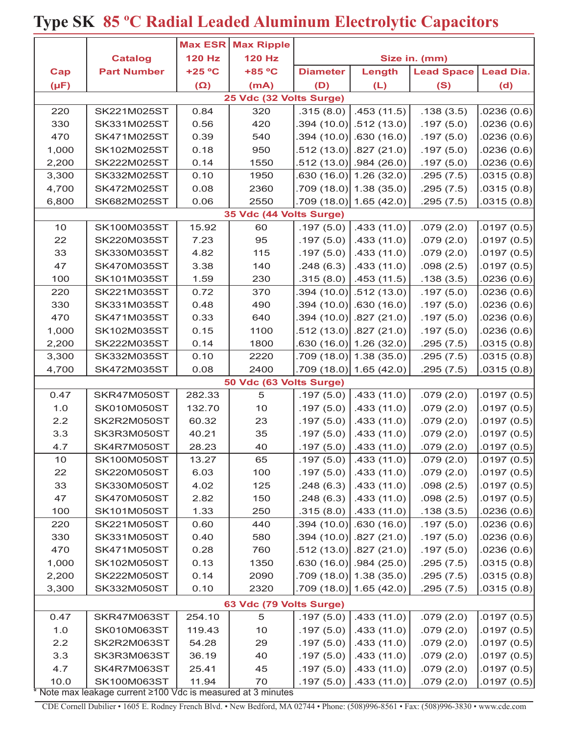# Type SK 85 ºC Radial Leaded Aluminum Electrolytic Capacitors

| Cap (µF) | Catalog Part Number | Max ESR 120 Hz +25 ºC (Ω) | Max Ripple 120 Hz +85 ºC (mA) | Size in. (mm) Diameter (D) | Length (L) | Lead Space (S) | Lead Dia. (d) |
|---|---|---|---|---|---|---|---|
| **25 Vdc (32 Volts Surge)** | | | | | | | |
| 220 | SK221M025ST | 0.84 | 320 | .315 (8.0) | .453 (11.5) | .138 (3.5) | .0236 (0.6) |
| 330 | SK331M025ST | 0.56 | 420 | .394 (10.0) | .512 (13.0) | .197 (5.0) | .0236 (0.6) |
| 470 | SK471M025ST | 0.39 | 540 | .394 (10.0) | .630 (16.0) | .197 (5.0) | .0236 (0.6) |
| 1,000 | SK102M025ST | 0.18 | 950 | .512 (13.0) | .827 (21.0) | .197 (5.0) | .0236 (0.6) |
| 2,200 | SK222M025ST | 0.14 | 1550 | .512 (13.0) | .984 (26.0) | .197 (5.0) | .0236 (0.6) |
| 3,300 | SK332M025ST | 0.10 | 1950 | .630 (16.0) | 1.26 (32.0) | .295 (7.5) | .0315 (0.8) |
| 4,700 | SK472M025ST | 0.08 | 2360 | .709 (18.0) | 1.38 (35.0) | .295 (7.5) | .0315 (0.8) |
| 6,800 | SK682M025ST | 0.06 | 2550 | .709 (18.0) | 1.65 (42.0) | .295 (7.5) | .0315 (0.8) |
| **35 Vdc (44 Volts Surge)** | | | | | | | |
| 10 | SK100M035ST | 15.92 | 60 | .197 (5.0) | .433 (11.0) | .079 (2.0) | .0197 (0.5) |
| 22 | SK220M035ST | 7.23 | 95 | .197 (5.0) | .433 (11.0) | .079 (2.0) | .0197 (0.5) |
| 33 | SK330M035ST | 4.82 | 115 | .197 (5.0) | .433 (11.0) | .079 (2.0) | .0197 (0.5) |
| 47 | SK470M035ST | 3.38 | 140 | .248 (6.3) | .433 (11.0) | .098 (2.5) | .0197 (0.5) |
| 100 | SK101M035ST | 1.59 | 230 | .315 (8.0) | .453 (11.5) | .138 (3.5) | .0236 (0.6) |
| 220 | SK221M035ST | 0.72 | 370 | .394 (10.0) | .512 (13.0) | .197 (5.0) | .0236 (0.6) |
| 330 | SK331M035ST | 0.48 | 490 | .394 (10.0) | .630 (16.0) | .197 (5.0) | .0236 (0.6) |
| 470 | SK471M035ST | 0.33 | 640 | .394 (10.0) | .827 (21.0) | .197 (5.0) | .0236 (0.6) |
| 1,000 | SK102M035ST | 0.15 | 1100 | .512 (13.0) | .827 (21.0) | .197 (5.0) | .0236 (0.6) |
| 2,200 | SK222M035ST | 0.14 | 1800 | .630 (16.0) | 1.26 (32.0) | .295 (7.5) | .0315 (0.8) |
| 3,300 | SK332M035ST | 0.10 | 2220 | .709 (18.0) | 1.38 (35.0) | .295 (7.5) | .0315 (0.8) |
| 4,700 | SK472M035ST | 0.08 | 2400 | .709 (18.0) | 1.65 (42.0) | .295 (7.5) | .0315 (0.8) |
| **50 Vdc (63 Volts Surge)** | | | | | | | |
| 0.47 | SKR47M050ST | 282.33 | 5 | .197 (5.0) | .433 (11.0) | .079 (2.0) | .0197 (0.5) |
| 1.0 | SK010M050ST | 132.70 | 10 | .197 (5.0) | .433 (11.0) | .079 (2.0) | .0197 (0.5) |
| 2.2 | SK2R2M050ST | 60.32 | 23 | .197 (5.0) | .433 (11.0) | .079 (2.0) | .0197 (0.5) |
| 3.3 | SK3R3M050ST | 40.21 | 35 | .197 (5.0) | .433 (11.0) | .079 (2.0) | .0197 (0.5) |
| 4.7 | SK4R7M050ST | 28.23 | 40 | .197 (5.0) | .433 (11.0) | .079 (2.0) | .0197 (0.5) |
| 10 | SK100M050ST | 13.27 | 65 | .197 (5.0) | .433 (11.0) | .079 (2.0) | .0197 (0.5) |
| 22 | SK220M050ST | 6.03 | 100 | .197 (5.0) | .433 (11.0) | .079 (2.0) | .0197 (0.5) |
| 33 | SK330M050ST | 4.02 | 125 | .248 (6.3) | .433 (11.0) | .098 (2.5) | .0197 (0.5) |
| 47 | SK470M050ST | 2.82 | 150 | .248 (6.3) | .433 (11.0) | .098 (2.5) | .0197 (0.5) |
| 100 | SK101M050ST | 1.33 | 250 | .315 (8.0) | .433 (11.0) | .138 (3.5) | .0236 (0.6) |
| 220 | SK221M050ST | 0.60 | 440 | .394 (10.0) | .630 (16.0) | .197 (5.0) | .0236 (0.6) |
| 330 | SK331M050ST | 0.40 | 580 | .394 (10.0) | .827 (21.0) | .197 (5.0) | .0236 (0.6) |
| 470 | SK471M050ST | 0.28 | 760 | .512 (13.0) | .827 (21.0) | .197 (5.0) | .0236 (0.6) |
| 1,000 | SK102M050ST | 0.13 | 1350 | .630 (16.0) | .984 (25.0) | .295 (7.5) | .0315 (0.8) |
| 2,200 | SK222M050ST | 0.14 | 2090 | .709 (18.0) | 1.38 (35.0) | .295 (7.5) | .0315 (0.8) |
| 3,300 | SK332M050ST | 0.10 | 2320 | .709 (18.0) | 1.65 (42.0) | .295 (7.5) | .0315 (0.8) |
| **63 Vdc (79 Volts Surge)** | | | | | | | |
| 0.47 | SKR47M063ST | 254.10 | 5 | .197 (5.0) | .433 (11.0) | .079 (2.0) | .0197 (0.5) |
| 1.0 | SK010M063ST | 119.43 | 10 | .197 (5.0) | .433 (11.0) | .079 (2.0) | .0197 (0.5) |
| 2.2 | SK2R2M063ST | 54.28 | 29 | .197 (5.0) | .433 (11.0) | .079 (2.0) | .0197 (0.5) |
| 3.3 | SK3R3M063ST | 36.19 | 40 | .197 (5.0) | .433 (11.0) | .079 (2.0) | .0197 (0.5) |
| 4.7 | SK4R7M063ST | 25.41 | 45 | .197 (5.0) | .433 (11.0) | .079 (2.0) | .0197 (0.5) |
| 10.0 | SK100M063ST | 11.94 | 70 | .197 (5.0) | .433 (11.0) | .079 (2.0) | .0197 (0.5) |

* Note max leakage current ≥100 Vdc is measured at 3 minutes

CDE Cornell Dubilier • 1605 E. Rodney French Blvd. • New Bedford, MA 02744 • Phone: (508)996-8561 • Fax: (508)996-3830 • www.cde.com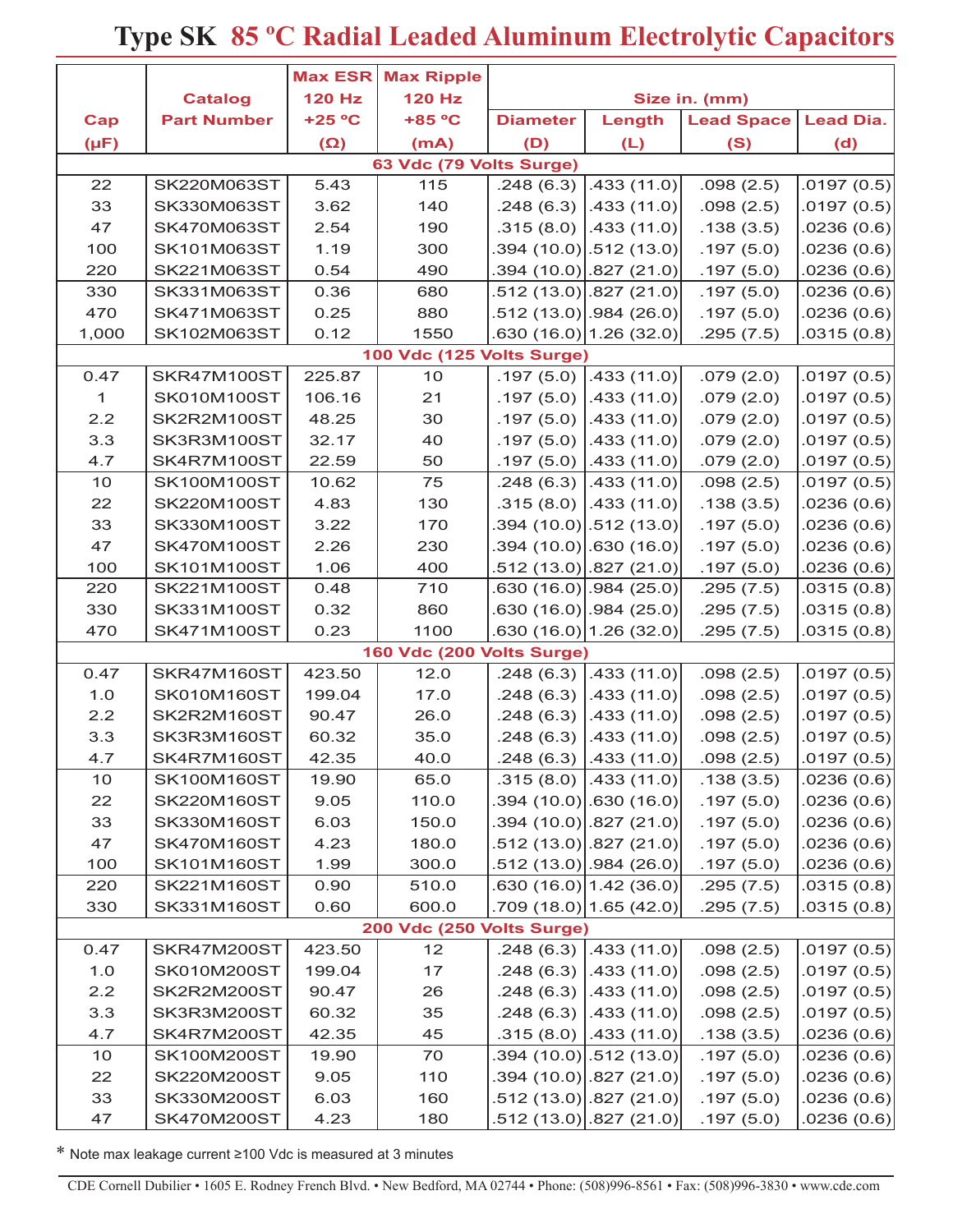# Type SK 85 ºC Radial Leaded Aluminum Electrolytic Capacitors

| Cap (µF) | Catalog Part Number | Max ESR 120 Hz +25 ºC (Ω) | Max Ripple 120 Hz +85 ºC (mA) | Size in. (mm) Diameter (D) | Length (L) | Lead Space (S) | Lead Dia. (d) |
|---|---|---|---|---|---|---|---|
| **63 Vdc (79 Volts Surge)** | | | | | | | |
| 22 | SK220M063ST | 5.43 | 115 | .248 (6.3) | .433 (11.0) | .098 (2.5) | .0197 (0.5) |
| 33 | SK330M063ST | 3.62 | 140 | .248 (6.3) | .433 (11.0) | .098 (2.5) | .0197 (0.5) |
| 47 | SK470M063ST | 2.54 | 190 | .315 (8.0) | .433 (11.0) | .138 (3.5) | .0236 (0.6) |
| 100 | SK101M063ST | 1.19 | 300 | .394 (10.0) | .512 (13.0) | .197 (5.0) | .0236 (0.6) |
| 220 | SK221M063ST | 0.54 | 490 | .394 (10.0) | .827 (21.0) | .197 (5.0) | .0236 (0.6) |
| 330 | SK331M063ST | 0.36 | 680 | .512 (13.0) | .827 (21.0) | .197 (5.0) | .0236 (0.6) |
| 470 | SK471M063ST | 0.25 | 880 | .512 (13.0) | .984 (26.0) | .197 (5.0) | .0236 (0.6) |
| 1,000 | SK102M063ST | 0.12 | 1550 | .630 (16.0) | 1.26 (32.0) | .295 (7.5) | .0315 (0.8) |
| **100 Vdc (125 Volts Surge)** | | | | | | | |
| 0.47 | SKR47M100ST | 225.87 | 10 | .197 (5.0) | .433 (11.0) | .079 (2.0) | .0197 (0.5) |
| 1 | SK010M100ST | 106.16 | 21 | .197 (5.0) | .433 (11.0) | .079 (2.0) | .0197 (0.5) |
| 2.2 | SK2R2M100ST | 48.25 | 30 | .197 (5.0) | .433 (11.0) | .079 (2.0) | .0197 (0.5) |
| 3.3 | SK3R3M100ST | 32.17 | 40 | .197 (5.0) | .433 (11.0) | .079 (2.0) | .0197 (0.5) |
| 4.7 | SK4R7M100ST | 22.59 | 50 | .197 (5.0) | .433 (11.0) | .079 (2.0) | .0197 (0.5) |
| 10 | SK100M100ST | 10.62 | 75 | .248 (6.3) | .433 (11.0) | .098 (2.5) | .0197 (0.5) |
| 22 | SK220M100ST | 4.83 | 130 | .315 (8.0) | .433 (11.0) | .138 (3.5) | .0236 (0.6) |
| 33 | SK330M100ST | 3.22 | 170 | .394 (10.0) | .512 (13.0) | .197 (5.0) | .0236 (0.6) |
| 47 | SK470M100ST | 2.26 | 230 | .394 (10.0) | .630 (16.0) | .197 (5.0) | .0236 (0.6) |
| 100 | SK101M100ST | 1.06 | 400 | .512 (13.0) | .827 (21.0) | .197 (5.0) | .0236 (0.6) |
| 220 | SK221M100ST | 0.48 | 710 | .630 (16.0) | .984 (25.0) | .295 (7.5) | .0315 (0.8) |
| 330 | SK331M100ST | 0.32 | 860 | .630 (16.0) | .984 (25.0) | .295 (7.5) | .0315 (0.8) |
| 470 | SK471M100ST | 0.23 | 1100 | .630 (16.0) | 1.26 (32.0) | .295 (7.5) | .0315 (0.8) |
| **160 Vdc (200 Volts Surge)** | | | | | | | |
| 0.47 | SKR47M160ST | 423.50 | 12.0 | .248 (6.3) | .433 (11.0) | .098 (2.5) | .0197 (0.5) |
| 1.0 | SK010M160ST | 199.04 | 17.0 | .248 (6.3) | .433 (11.0) | .098 (2.5) | .0197 (0.5) |
| 2.2 | SK2R2M160ST | 90.47 | 26.0 | .248 (6.3) | .433 (11.0) | .098 (2.5) | .0197 (0.5) |
| 3.3 | SK3R3M160ST | 60.32 | 35.0 | .248 (6.3) | .433 (11.0) | .098 (2.5) | .0197 (0.5) |
| 4.7 | SK4R7M160ST | 42.35 | 40.0 | .248 (6.3) | .433 (11.0) | .098 (2.5) | .0197 (0.5) |
| 10 | SK100M160ST | 19.90 | 65.0 | .315 (8.0) | .433 (11.0) | .138 (3.5) | .0236 (0.6) |
| 22 | SK220M160ST | 9.05 | 110.0 | .394 (10.0) | .630 (16.0) | .197 (5.0) | .0236 (0.6) |
| 33 | SK330M160ST | 6.03 | 150.0 | .394 (10.0) | .827 (21.0) | .197 (5.0) | .0236 (0.6) |
| 47 | SK470M160ST | 4.23 | 180.0 | .512 (13.0) | .827 (21.0) | .197 (5.0) | .0236 (0.6) |
| 100 | SK101M160ST | 1.99 | 300.0 | .512 (13.0) | .984 (26.0) | .197 (5.0) | .0236 (0.6) |
| 220 | SK221M160ST | 0.90 | 510.0 | .630 (16.0) | 1.42 (36.0) | .295 (7.5) | .0315 (0.8) |
| 330 | SK331M160ST | 0.60 | 600.0 | .709 (18.0) | 1.65 (42.0) | .295 (7.5) | .0315 (0.8) |
| **200 Vdc (250 Volts Surge)** | | | | | | | |
| 0.47 | SKR47M200ST | 423.50 | 12 | .248 (6.3) | .433 (11.0) | .098 (2.5) | .0197 (0.5) |
| 1.0 | SK010M200ST | 199.04 | 17 | .248 (6.3) | .433 (11.0) | .098 (2.5) | .0197 (0.5) |
| 2.2 | SK2R2M200ST | 90.47 | 26 | .248 (6.3) | .433 (11.0) | .098 (2.5) | .0197 (0.5) |
| 3.3 | SK3R3M200ST | 60.32 | 35 | .248 (6.3) | .433 (11.0) | .098 (2.5) | .0197 (0.5) |
| 4.7 | SK4R7M200ST | 42.35 | 45 | .315 (8.0) | .433 (11.0) | .138 (3.5) | .0236 (0.6) |
| 10 | SK100M200ST | 19.90 | 70 | .394 (10.0) | .512 (13.0) | .197 (5.0) | .0236 (0.6) |
| 22 | SK220M200ST | 9.05 | 110 | .394 (10.0) | .827 (21.0) | .197 (5.0) | .0236 (0.6) |
| 33 | SK330M200ST | 6.03 | 160 | .512 (13.0) | .827 (21.0) | .197 (5.0) | .0236 (0.6) |
| 47 | SK470M200ST | 4.23 | 180 | .512 (13.0) | .827 (21.0) | .197 (5.0) | .0236 (0.6) |

* Note max leakage current ≥100 Vdc is measured at 3 minutes

CDE Cornell Dubilier • 1605 E. Rodney French Blvd. • New Bedford, MA 02744 • Phone: (508)996-8561 • Fax: (508)996-3830 • www.cde.com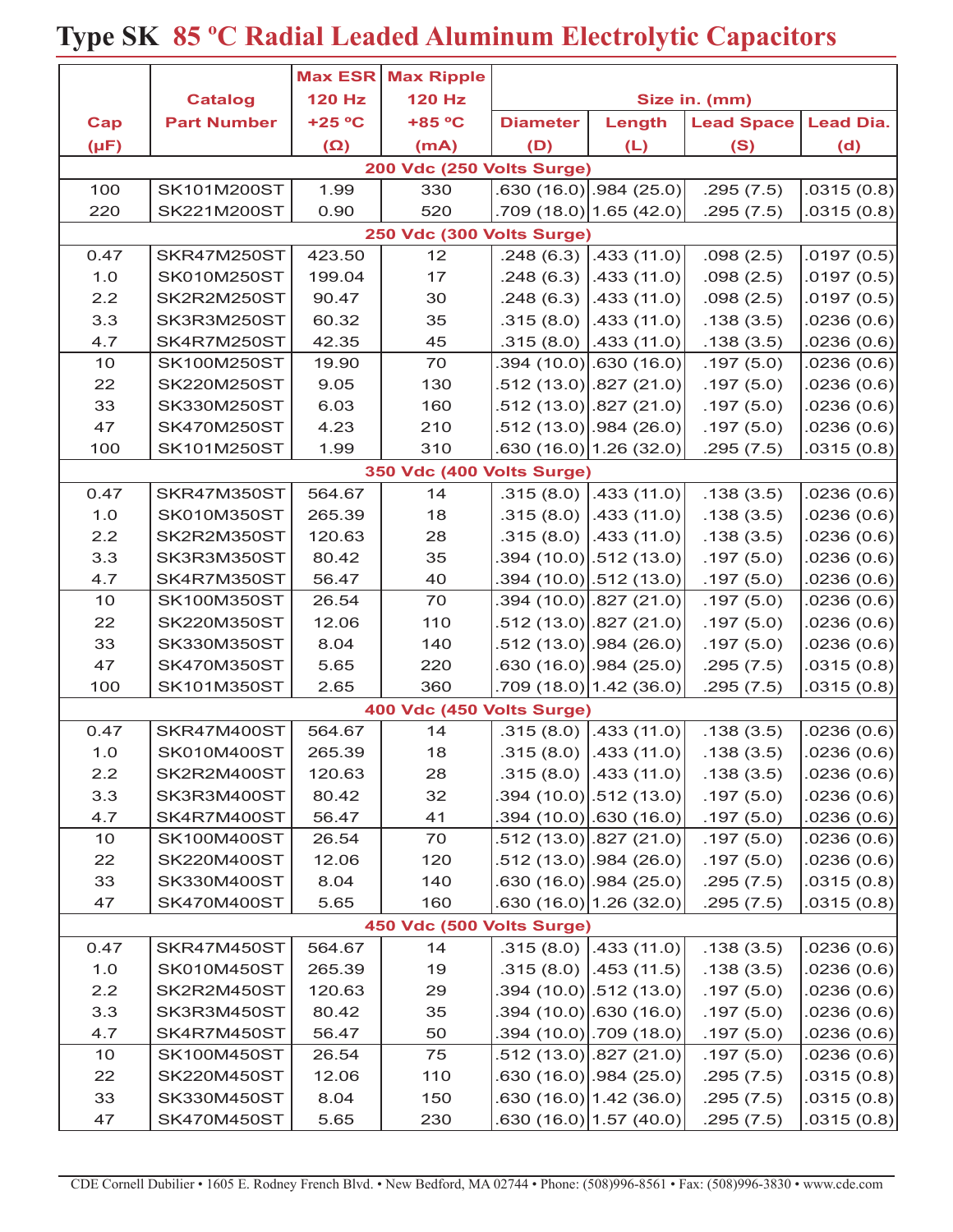# Type SK 85 ºC Radial Leaded Aluminum Electrolytic Capacitors

| Cap (µF) | Catalog Part Number | Max ESR 120 Hz +25 ºC (Ω) | Max Ripple 120 Hz +85 ºC (mA) | Size in. (mm) | | | |
|---|---|---|---|---|---|---|---|
| | | | | Diameter (D) | Length (L) | Lead Space (S) | Lead Dia. (d) |
| **200 Vdc (250 Volts Surge)** | | | | | | | |
| 100 | SK101M200ST | 1.99 | 330 | .630 (16.0) | .984 (25.0) | .295 (7.5) | .0315 (0.8) |
| 220 | SK221M200ST | 0.90 | 520 | .709 (18.0) | 1.65 (42.0) | .295 (7.5) | .0315 (0.8) |
| **250 Vdc (300 Volts Surge)** | | | | | | | |
| 0.47 | SKR47M250ST | 423.50 | 12 | .248 (6.3) | .433 (11.0) | .098 (2.5) | .0197 (0.5) |
| 1.0 | SK010M250ST | 199.04 | 17 | .248 (6.3) | .433 (11.0) | .098 (2.5) | .0197 (0.5) |
| 2.2 | SK2R2M250ST | 90.47 | 30 | .248 (6.3) | .433 (11.0) | .098 (2.5) | .0197 (0.5) |
| 3.3 | SK3R3M250ST | 60.32 | 35 | .315 (8.0) | .433 (11.0) | .138 (3.5) | .0236 (0.6) |
| 4.7 | SK4R7M250ST | 42.35 | 45 | .315 (8.0) | .433 (11.0) | .138 (3.5) | .0236 (0.6) |
| 10 | SK100M250ST | 19.90 | 70 | .394 (10.0) | .630 (16.0) | .197 (5.0) | .0236 (0.6) |
| 22 | SK220M250ST | 9.05 | 130 | .512 (13.0) | .827 (21.0) | .197 (5.0) | .0236 (0.6) |
| 33 | SK330M250ST | 6.03 | 160 | .512 (13.0) | .827 (21.0) | .197 (5.0) | .0236 (0.6) |
| 47 | SK470M250ST | 4.23 | 210 | .512 (13.0) | .984 (26.0) | .197 (5.0) | .0236 (0.6) |
| 100 | SK101M250ST | 1.99 | 310 | .630 (16.0) | 1.26 (32.0) | .295 (7.5) | .0315 (0.8) |
| **350 Vdc (400 Volts Surge)** | | | | | | | |
| 0.47 | SKR47M350ST | 564.67 | 14 | .315 (8.0) | .433 (11.0) | .138 (3.5) | .0236 (0.6) |
| 1.0 | SK010M350ST | 265.39 | 18 | .315 (8.0) | .433 (11.0) | .138 (3.5) | .0236 (0.6) |
| 2.2 | SK2R2M350ST | 120.63 | 28 | .315 (8.0) | .433 (11.0) | .138 (3.5) | .0236 (0.6) |
| 3.3 | SK3R3M350ST | 80.42 | 35 | .394 (10.0) | .512 (13.0) | .197 (5.0) | .0236 (0.6) |
| 4.7 | SK4R7M350ST | 56.47 | 40 | .394 (10.0) | .512 (13.0) | .197 (5.0) | .0236 (0.6) |
| 10 | SK100M350ST | 26.54 | 70 | .394 (10.0) | .827 (21.0) | .197 (5.0) | .0236 (0.6) |
| 22 | SK220M350ST | 12.06 | 110 | .512 (13.0) | .827 (21.0) | .197 (5.0) | .0236 (0.6) |
| 33 | SK330M350ST | 8.04 | 140 | .512 (13.0) | .984 (26.0) | .197 (5.0) | .0236 (0.6) |
| 47 | SK470M350ST | 5.65 | 220 | .630 (16.0) | .984 (25.0) | .295 (7.5) | .0315 (0.8) |
| 100 | SK101M350ST | 2.65 | 360 | .709 (18.0) | 1.42 (36.0) | .295 (7.5) | .0315 (0.8) |
| **400 Vdc (450 Volts Surge)** | | | | | | | |
| 0.47 | SKR47M400ST | 564.67 | 14 | .315 (8.0) | .433 (11.0) | .138 (3.5) | .0236 (0.6) |
| 1.0 | SK010M400ST | 265.39 | 18 | .315 (8.0) | .433 (11.0) | .138 (3.5) | .0236 (0.6) |
| 2.2 | SK2R2M400ST | 120.63 | 28 | .315 (8.0) | .433 (11.0) | .138 (3.5) | .0236 (0.6) |
| 3.3 | SK3R3M400ST | 80.42 | 32 | .394 (10.0) | .512 (13.0) | .197 (5.0) | .0236 (0.6) |
| 4.7 | SK4R7M400ST | 56.47 | 41 | .394 (10.0) | .630 (16.0) | .197 (5.0) | .0236 (0.6) |
| 10 | SK100M400ST | 26.54 | 70 | .512 (13.0) | .827 (21.0) | .197 (5.0) | .0236 (0.6) |
| 22 | SK220M400ST | 12.06 | 120 | .512 (13.0) | .984 (26.0) | .197 (5.0) | .0236 (0.6) |
| 33 | SK330M400ST | 8.04 | 140 | .630 (16.0) | .984 (25.0) | .295 (7.5) | .0315 (0.8) |
| 47 | SK470M400ST | 5.65 | 160 | .630 (16.0) | 1.26 (32.0) | .295 (7.5) | .0315 (0.8) |
| **450 Vdc (500 Volts Surge)** | | | | | | | |
| 0.47 | SKR47M450ST | 564.67 | 14 | .315 (8.0) | .433 (11.0) | .138 (3.5) | .0236 (0.6) |
| 1.0 | SK010M450ST | 265.39 | 19 | .315 (8.0) | .453 (11.5) | .138 (3.5) | .0236 (0.6) |
| 2.2 | SK2R2M450ST | 120.63 | 29 | .394 (10.0) | .512 (13.0) | .197 (5.0) | .0236 (0.6) |
| 3.3 | SK3R3M450ST | 80.42 | 35 | .394 (10.0) | .630 (16.0) | .197 (5.0) | .0236 (0.6) |
| 4.7 | SK4R7M450ST | 56.47 | 50 | .394 (10.0) | .709 (18.0) | .197 (5.0) | .0236 (0.6) |
| 10 | SK100M450ST | 26.54 | 75 | .512 (13.0) | .827 (21.0) | .197 (5.0) | .0236 (0.6) |
| 22 | SK220M450ST | 12.06 | 110 | .630 (16.0) | .984 (25.0) | .295 (7.5) | .0315 (0.8) |
| 33 | SK330M450ST | 8.04 | 150 | .630 (16.0) | 1.42 (36.0) | .295 (7.5) | .0315 (0.8) |
| 47 | SK470M450ST | 5.65 | 230 | .630 (16.0) | 1.57 (40.0) | .295 (7.5) | .0315 (0.8) |

CDE Cornell Dubilier • 1605 E. Rodney French Blvd. • New Bedford, MA 02744 • Phone: (508)996-8561 • Fax: (508)996-3830 • www.cde.com